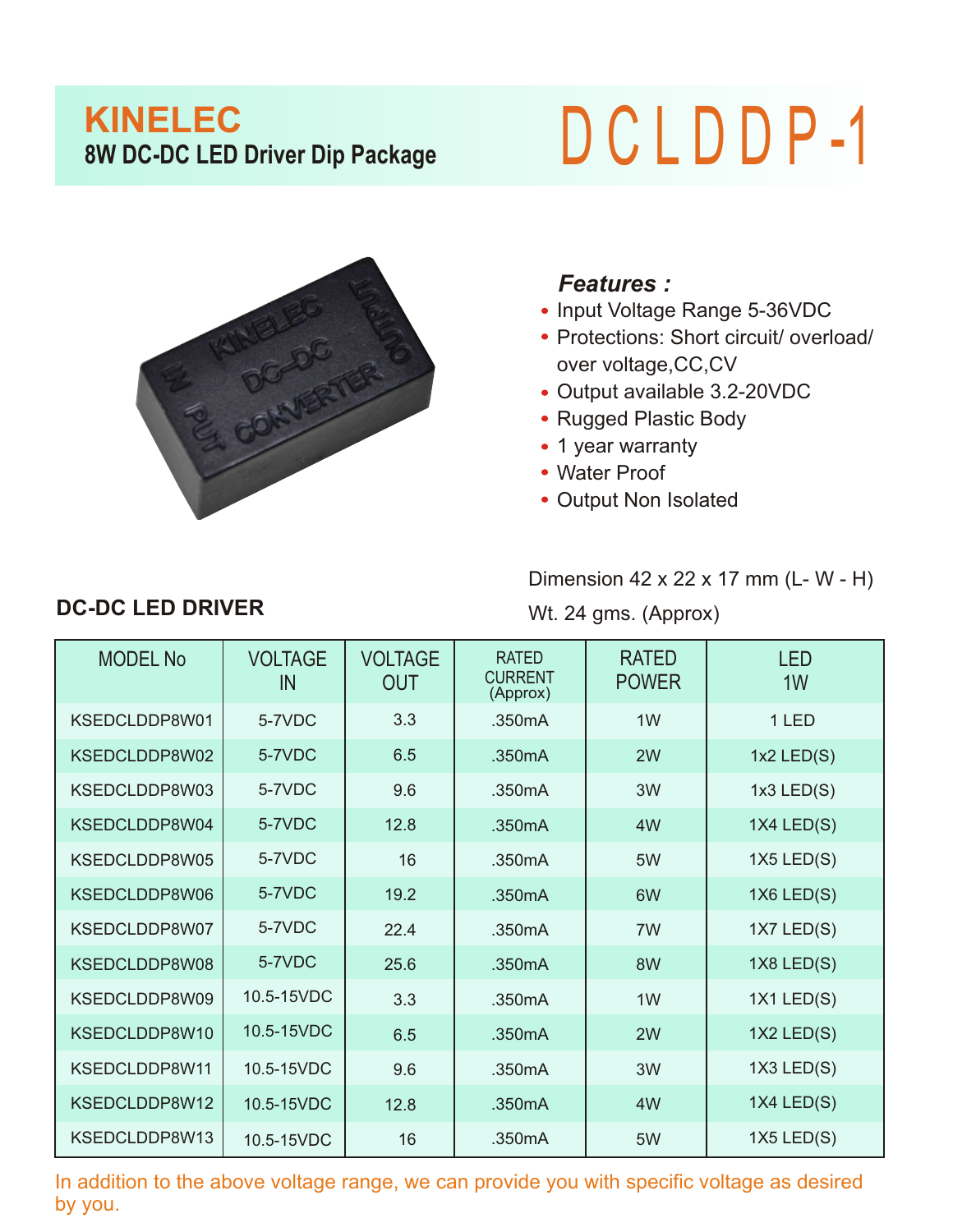# KINELEC

## 8W DC-DC LED Driver Dip Package

# DCLDDP-1

***Features :***

- Input Voltage Range 5-36VDC
- Protections: Short circuit/ overload/ over voltage,CC,CV
- Output available 3.2-20VDC
- Rugged Plastic Body
- 1 year warranty
- Water Proof
- Output Non Isolated

Dimension 42 x 22 x 17 mm (L- W - H)

Wt. 24 gms. (Approx)

### DC-DC LED DRIVER

| MODEL No | VOLTAGE IN | VOLTAGE OUT | RATED CURRENT (Approx) | RATED POWER | LED 1W |
|---|---|---|---|---|---|
| KSEDCLDDP8W01 | 5-7VDC | 3.3 | .350mA | 1W | 1 LED |
| KSEDCLDDP8W02 | 5-7VDC | 6.5 | .350mA | 2W | 1x2 LED(S) |
| KSEDCLDDP8W03 | 5-7VDC | 9.6 | .350mA | 3W | 1x3 LED(S) |
| KSEDCLDDP8W04 | 5-7VDC | 12.8 | .350mA | 4W | 1X4 LED(S) |
| KSEDCLDDP8W05 | 5-7VDC | 16 | .350mA | 5W | 1X5 LED(S) |
| KSEDCLDDP8W06 | 5-7VDC | 19.2 | .350mA | 6W | 1X6 LED(S) |
| KSEDCLDDP8W07 | 5-7VDC | 22.4 | .350mA | 7W | 1X7 LED(S) |
| KSEDCLDDP8W08 | 5-7VDC | 25.6 | .350mA | 8W | 1X8 LED(S) |
| KSEDCLDDP8W09 | 10.5-15VDC | 3.3 | .350mA | 1W | 1X1 LED(S) |
| KSEDCLDDP8W10 | 10.5-15VDC | 6.5 | .350mA | 2W | 1X2 LED(S) |
| KSEDCLDDP8W11 | 10.5-15VDC | 9.6 | .350mA | 3W | 1X3 LED(S) |
| KSEDCLDDP8W12 | 10.5-15VDC | 12.8 | .350mA | 4W | 1X4 LED(S) |
| KSEDCLDDP8W13 | 10.5-15VDC | 16 | .350mA | 5W | 1X5 LED(S) |

In addition to the above voltage range, we can provide you with specific voltage as desired by you.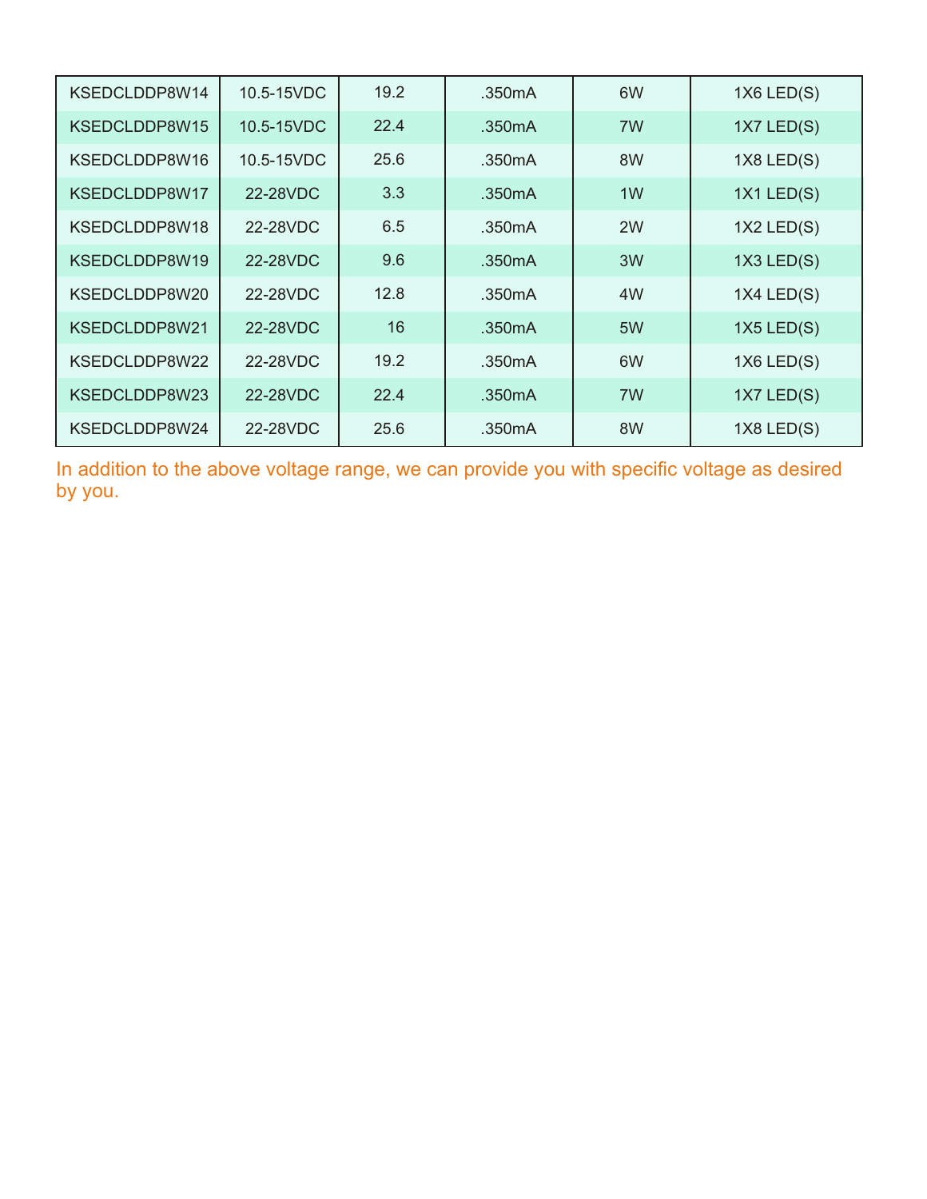| | | | | | |
|---|---|---|---|---|---|
| KSEDCLDDP8W14 | 10.5-15VDC | 19.2 | .350mA | 6W | 1X6 LED(S) |
| KSEDCLDDP8W15 | 10.5-15VDC | 22.4 | .350mA | 7W | 1X7 LED(S) |
| KSEDCLDDP8W16 | 10.5-15VDC | 25.6 | .350mA | 8W | 1X8 LED(S) |
| KSEDCLDDP8W17 | 22-28VDC | 3.3 | .350mA | 1W | 1X1 LED(S) |
| KSEDCLDDP8W18 | 22-28VDC | 6.5 | .350mA | 2W | 1X2 LED(S) |
| KSEDCLDDP8W19 | 22-28VDC | 9.6 | .350mA | 3W | 1X3 LED(S) |
| KSEDCLDDP8W20 | 22-28VDC | 12.8 | .350mA | 4W | 1X4 LED(S) |
| KSEDCLDDP8W21 | 22-28VDC | 16 | .350mA | 5W | 1X5 LED(S) |
| KSEDCLDDP8W22 | 22-28VDC | 19.2 | .350mA | 6W | 1X6 LED(S) |
| KSEDCLDDP8W23 | 22-28VDC | 22.4 | .350mA | 7W | 1X7 LED(S) |
| KSEDCLDDP8W24 | 22-28VDC | 25.6 | .350mA | 8W | 1X8 LED(S) |

In addition to the above voltage range, we can provide you with specific voltage as desired by you.